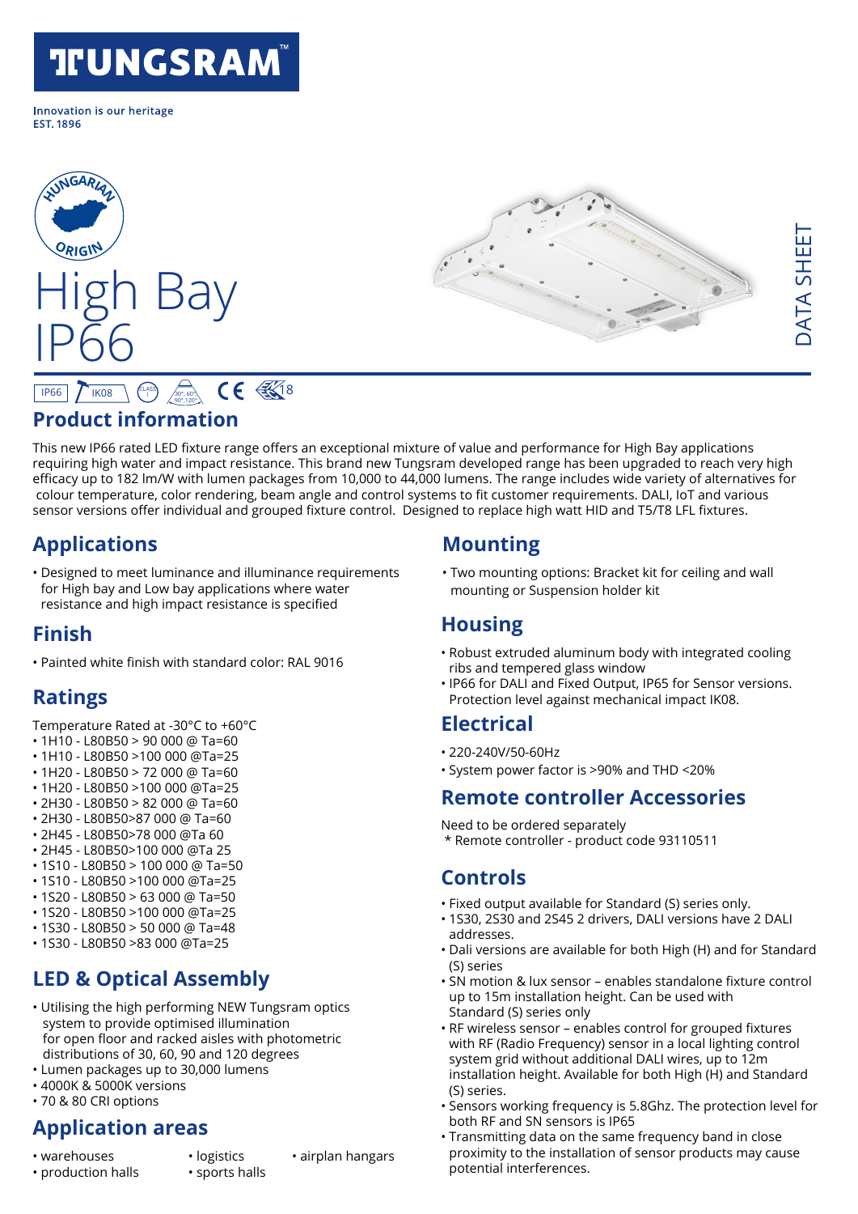TUNGSRAM™

Innovation is our heritage
EST. 1896

HUNGARIAN ORIGIN

# High Bay IP66

DATA SHEET

IP66 IK08 CLASS I 30°, 60°, 90°, 120° CE 8

## Product information

This new IP66 rated LED fixture range offers an exceptional mixture of value and performance for High Bay applications requiring high water and impact resistance. This brand new Tungsram developed range has been upgraded to reach very high efficacy up to 182 lm/W with lumen packages from 10,000 to 44,000 lumens. The range includes wide variety of alternatives for colour temperature, color rendering, beam angle and control systems to fit customer requirements. DALI, IoT and various sensor versions offer individual and grouped fixture control. Designed to replace high watt HID and T5/T8 LFL fixtures.

## Applications

- Designed to meet luminance and illuminance requirements for High bay and Low bay applications where water resistance and high impact resistance is specified

## Finish

- Painted white finish with standard color: RAL 9016

## Ratings

Temperature Rated at -30°C to +60°C

- 1H10 - L80B50 > 90 000 @ Ta=60
- 1H10 - L80B50 >100 000 @Ta=25
- 1H20 - L80B50 > 72 000 @ Ta=60
- 1H20 - L80B50 >100 000 @Ta=25
- 2H30 - L80B50 > 82 000 @ Ta=60
- 2H30 - L80B50>87 000 @ Ta=60
- 2H45 - L80B50>78 000 @Ta 60
- 2H45 - L80B50>100 000 @Ta 25
- 1S10 - L80B50 > 100 000 @ Ta=50
- 1S10 - L80B50 >100 000 @Ta=25
- 1S20 - L80B50 > 63 000 @ Ta=50
- 1S20 - L80B50 >100 000 @Ta=25
- 1S30 - L80B50 > 50 000 @ Ta=48
- 1S30 - L80B50 >83 000 @Ta=25

## LED & Optical Assembly

- Utilising the high performing NEW Tungsram optics system to provide optimised illumination for open floor and racked aisles with photometric distributions of 30, 60, 90 and 120 degrees
- Lumen packages up to 30,000 lumens
- 4000K & 5000K versions
- 70 & 80 CRI options

## Application areas

- warehouses
- production halls
- logistics
- sports halls
- airplan hangars

## Mounting

- Two mounting options: Bracket kit for ceiling and wall mounting or Suspension holder kit

## Housing

- Robust extruded aluminum body with integrated cooling ribs and tempered glass window
- IP66 for DALI and Fixed Output, IP65 for Sensor versions. Protection level against mechanical impact IK08.

## Electrical

- 220-240V/50-60Hz
- System power factor is >90% and THD <20%

## Remote controller Accessories

Need to be ordered separately
 * Remote controller - product code 93110511

## Controls

- Fixed output available for Standard (S) series only.
- 1S30, 2S30 and 2S45 2 drivers, DALI versions have 2 DALI addresses.
- Dali versions are available for both High (H) and for Standard (S) series
- SN motion & lux sensor – enables standalone fixture control up to 15m installation height. Can be used with Standard (S) series only
- RF wireless sensor – enables control for grouped fixtures with RF (Radio Frequency) sensor in a local lighting control system grid without additional DALI wires, up to 12m installation height. Available for both High (H) and Standard (S) series.
- Sensors working frequency is 5.8Ghz. The protection level for both RF and SN sensors is IP65
- Transmitting data on the same frequency band in close proximity to the installation of sensor products may cause potential interferences.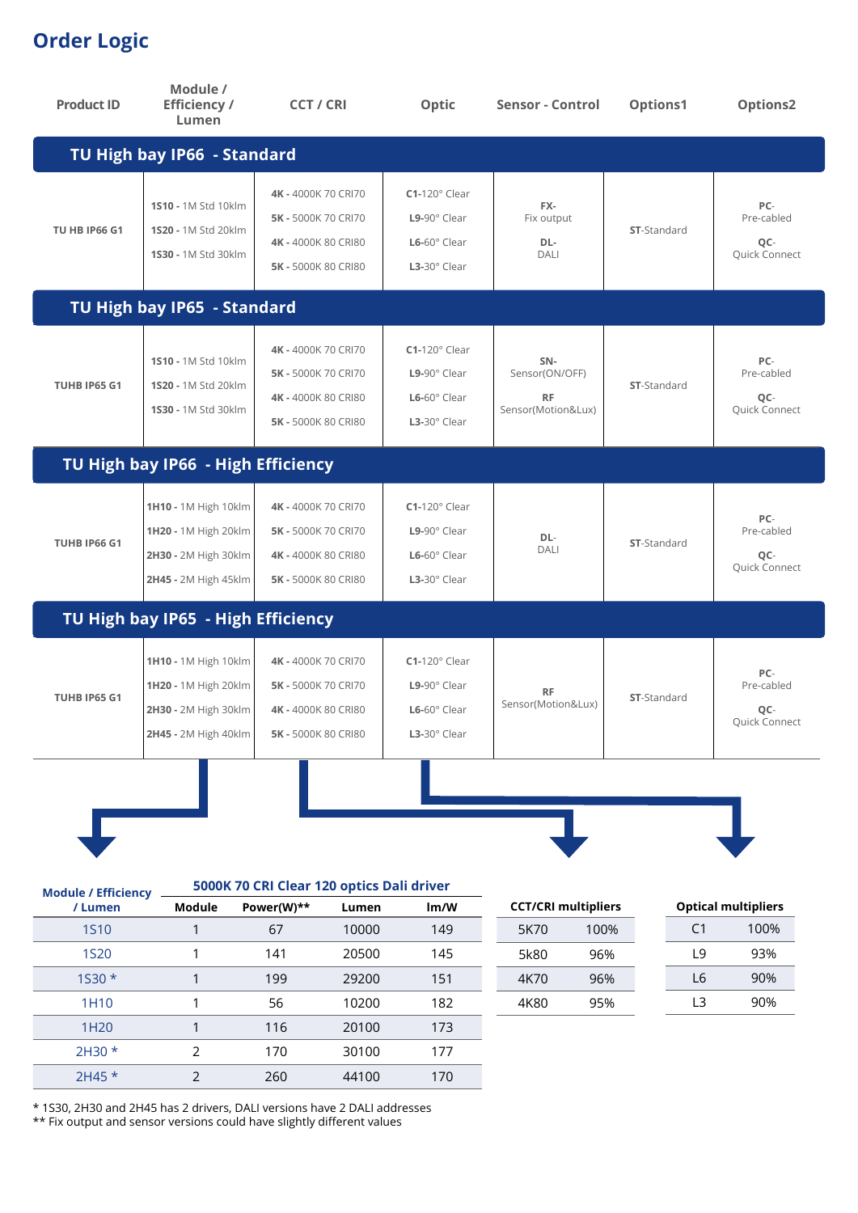# Order Logic

| Product ID | Module / Efficiency / Lumen | CCT / CRI | Optic | Sensor - Control | Options1 | Options2 |
|---|---|---|---|---|---|---|
| **TU High bay IP66 - Standard** | | | | | | |
| TU HB IP66 G1 | **1S10** - 1M Std 10klm<br>**1S20** - 1M Std 20klm<br>**1S30** - 1M Std 30klm | **4K** - 4000K 70 CRI70<br>**5K** - 5000K 70 CRI70<br>**4K** - 4000K 80 CRI80<br>**5K** - 5000K 80 CRI80 | **C1**-120° Clear<br>**L9**-90° Clear<br>**L6**-60° Clear<br>**L3**-30° Clear | **FX**-<br>Fix output<br>**DL**-<br>DALI | **ST**-Standard | **PC**-<br>Pre-cabled<br>**QC**-<br>Quick Connect |
| **TU High bay IP65 - Standard** | | | | | | |
| TUHB IP65 G1 | **1S10** - 1M Std 10klm<br>**1S20** - 1M Std 20klm<br>**1S30** - 1M Std 30klm | **4K** - 4000K 70 CRI70<br>**5K** - 5000K 70 CRI70<br>**4K** - 4000K 80 CRI80<br>**5K** - 5000K 80 CRI80 | **C1**-120° Clear<br>**L9**-90° Clear<br>**L6**-60° Clear<br>**L3**-30° Clear | **SN**-<br>Sensor(ON/OFF)<br>**RF**<br>Sensor(Motion&Lux) | **ST**-Standard | **PC**-<br>Pre-cabled<br>**QC**-<br>Quick Connect |
| **TU High bay IP66 - High Efficiency** | | | | | | |
| TUHB IP66 G1 | **1H10** - 1M High 10klm<br>**1H20** - 1M High 20klm<br>**2H30** - 2M High 30klm<br>**2H45** - 2M High 45klm | **4K** - 4000K 70 CRI70<br>**5K** - 5000K 70 CRI70<br>**4K** - 4000K 80 CRI80<br>**5K** - 5000K 80 CRI80 | **C1**-120° Clear<br>**L9**-90° Clear<br>**L6**-60° Clear<br>**L3**-30° Clear | **DL**-<br>DALI | **ST**-Standard | **PC**-<br>Pre-cabled<br>**QC**-<br>Quick Connect |
| **TU High bay IP65 - High Efficiency** | | | | | | |
| TUHB IP65 G1 | **1H10** - 1M High 10klm<br>**1H20** - 1M High 20klm<br>**2H30** - 2M High 30klm<br>**2H45** - 2M High 40klm | **4K** - 4000K 70 CRI70<br>**5K** - 5000K 70 CRI70<br>**4K** - 4000K 80 CRI80<br>**5K** - 5000K 80 CRI80 | **C1**-120° Clear<br>**L9**-90° Clear<br>**L6**-60° Clear<br>**L3**-30° Clear | **RF**<br>Sensor(Motion&Lux) | **ST**-Standard | **PC**-<br>Pre-cabled<br>**QC**-<br>Quick Connect |

| Module / Efficiency / Lumen | 5000K 70 CRI Clear 120 optics Dali driver | | | |
|---|---|---|---|---|
| | **Module** | **Power(W)**** | **Lumen** | **lm/W** |
| 1S10 | 1 | 67 | 10000 | 149 |
| 1S20 | 1 | 141 | 20500 | 145 |
| 1S30 * | 1 | 199 | 29200 | 151 |
| 1H10 | 1 | 56 | 10200 | 182 |
| 1H20 | 1 | 116 | 20100 | 173 |
| 2H30 * | 2 | 170 | 30100 | 177 |
| 2H45 * | 2 | 260 | 44100 | 170 |

| CCT/CRI multipliers | |
|---|---|
| 5K70 | 100% |
| 5k80 | 96% |
| 4K70 | 96% |
| 4K80 | 95% |

| Optical multipliers | |
|---|---|
| C1 | 100% |
| L9 | 93% |
| L6 | 90% |
| L3 | 90% |

\* 1S30, 2H30 and 2H45 has 2 drivers, DALI versions have 2 DALI addresses
** Fix output and sensor versions could have slightly different values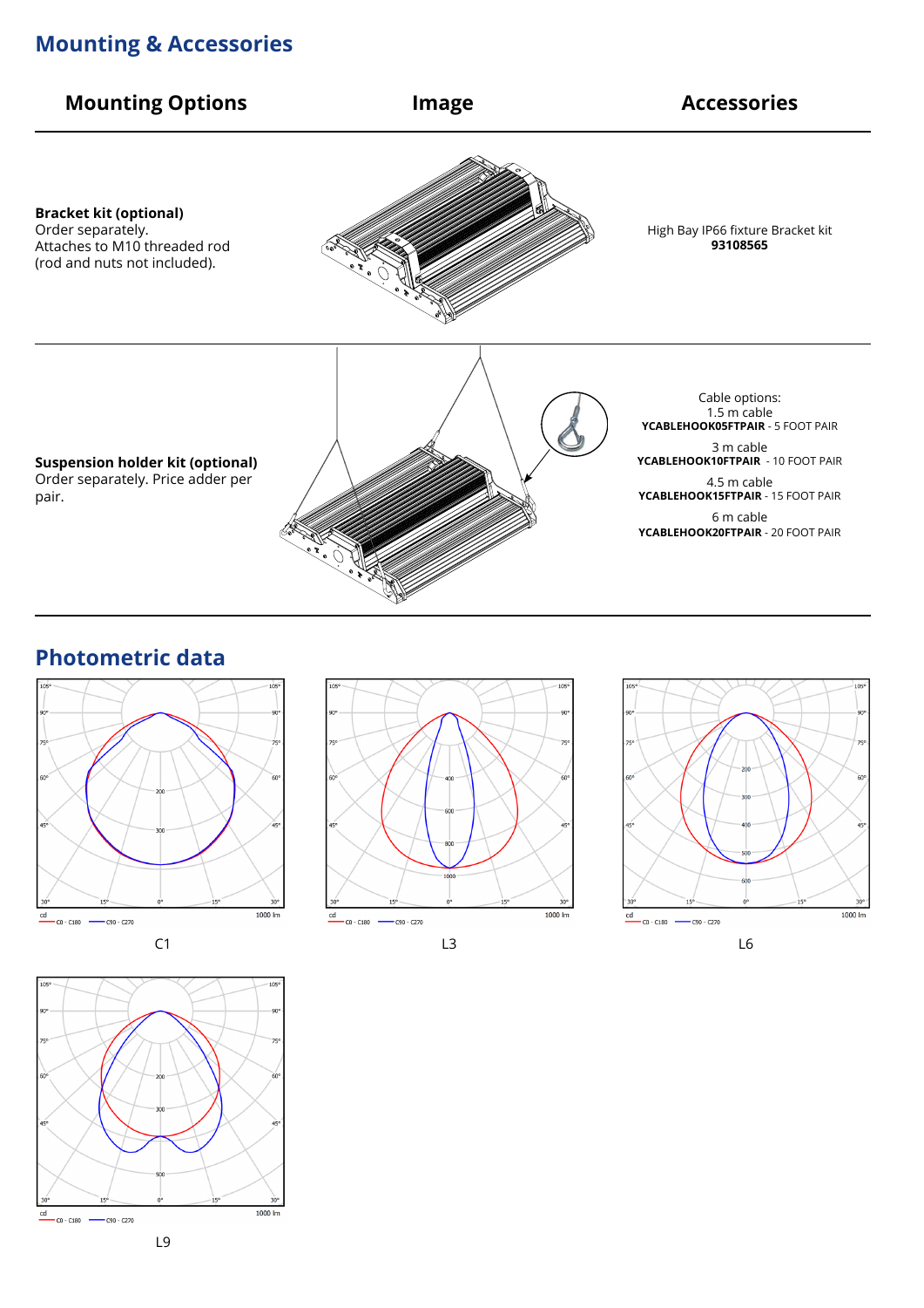## Mounting & Accessories

| Mounting Options | Image | Accessories |
| --- | --- | --- |
| **Bracket kit (optional)**<br>Order separately.<br>Attaches to M10 threaded rod (rod and nuts not included). | | High Bay IP66 fixture Bracket kit<br>**93108565** |
| **Suspension holder kit (optional)**<br>Order separately. Price adder per pair. | | Cable options:<br>1.5 m cable<br>**YCABLEHOOK05FTPAIR** - 5 FOOT PAIR<br>3 m cable<br>**YCABLEHOOK10FTPAIR** - 10 FOOT PAIR<br>4.5 m cable<br>**YCABLEHOOK15FTPAIR** - 15 FOOT PAIR<br>6 m cable<br>**YCABLEHOOK20FTPAIR** - 20 FOOT PAIR |

## Photometric data

C1

L3

L6

L9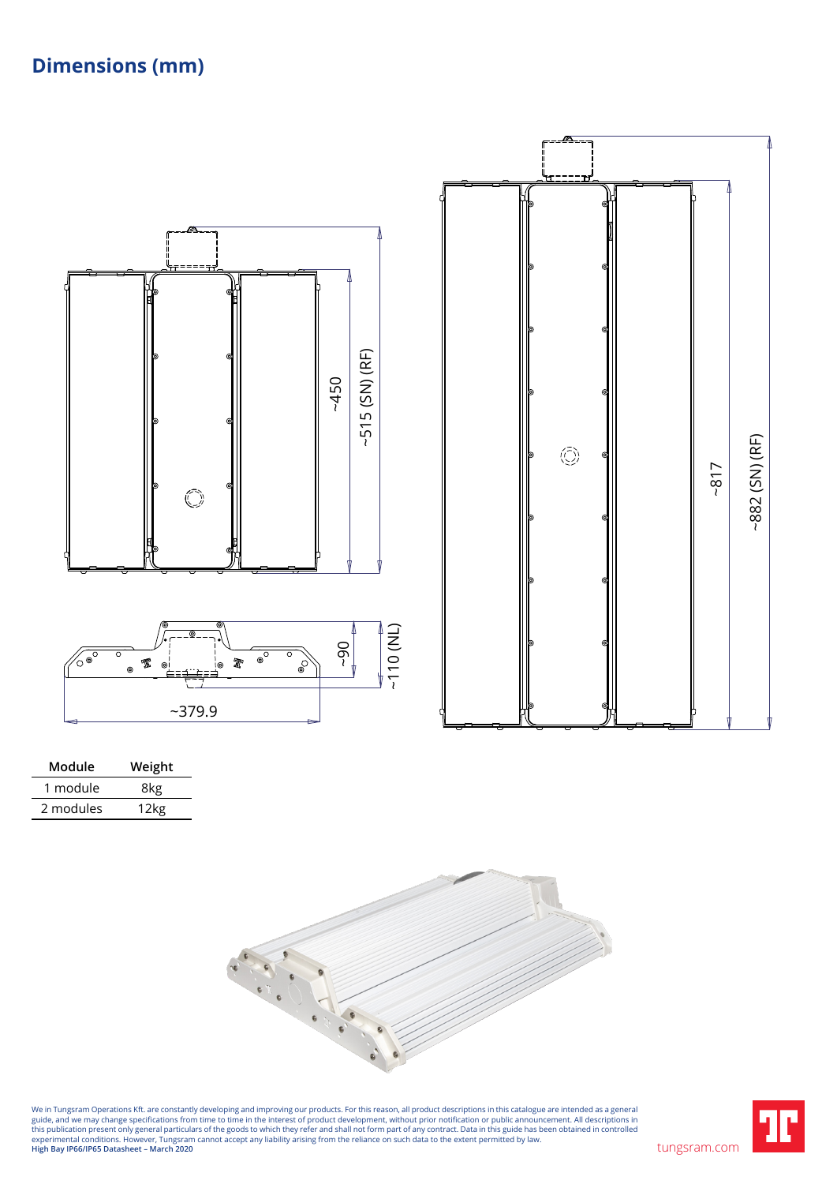## Dimensions (mm)

~450

~515 (SN) (RF)

~817

~882 (SN) (RF)

~90

~110 (NL)

~379.9

| Module | Weight |
| --- | --- |
| 1 module | 8kg |
| 2 modules | 12kg |

We in Tungsram Operations Kft. are constantly developing and improving our products. For this reason, all product descriptions in this catalogue are intended as a general guide, and we may change specifications from time to time in the interest of product development, without prior notification or public announcement. All descriptions in this publication present only general particulars of the goods to which they refer and shall not form part of any contract. Data in this guide has been obtained in controlled experimental conditions. However, Tungsram cannot accept any liability arising from the reliance on such data to the extent permitted by law.

**High Bay IP66/IP65 Datasheet – March 2020**

tungsram.com